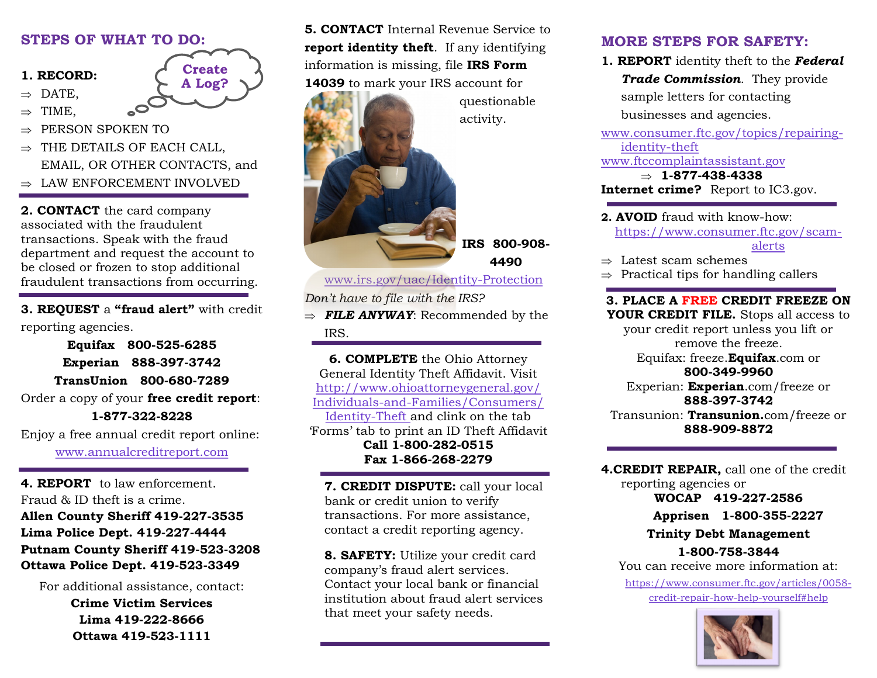## STEPS OF WHAT TO DO:

Create A Log?

**1. RECORD:**

- ⇒ DATE,
- ⇒ TIME,
- ⇒ PERSON SPOKEN TO
- ⇒ THE DETAILS OF EACH CALL, EMAIL, OR OTHER CONTACTS, and
- ⇒ LAW ENFORCEMENT INVOLVED

**2. CONTACT** the card company associated with the fraudulent transactions. Speak with the fraud department and request the account to be closed or frozen to stop additional fraudulent transactions from occurring.

**3. REQUEST** a **"fraud alert"** with credit reporting agencies.

**Equifax 800-525-6285**
**Experian 888-397-3742**
**TransUnion 800-680-7289**

Order a copy of your **free credit report**:
**1-877-322-8228**

Enjoy a free annual credit report online:
www.annualcreditreport.com

**4. REPORT** to law enforcement.
Fraud & ID theft is a crime.

**Allen County Sheriff 419-227-3535**
**Lima Police Dept. 419-227-4444**
**Putnam County Sheriff 419-523-3208**
**Ottawa Police Dept. 419-523-3349**

For additional assistance, contact:
**Crime Victim Services**
**Lima 419-222-8666**
**Ottawa 419-523-1111**

**5. CONTACT** Internal Revenue Service to **report identity theft**. If any identifying information is missing, file **IRS Form 14039** to mark your IRS account for questionable activity.

**IRS 800-908-4490**

www.irs.gov/uac/Identity-Protection

*Don't have to file with the IRS?*

- ⇒ ***FILE ANYWAY***: Recommended by the IRS.

**6. COMPLETE** the Ohio Attorney General Identity Theft Affidavit. Visit http://www.ohioattorneygeneral.gov/Individuals-and-Families/Consumers/Identity-Theft and clink on the tab 'Forms' tab to print an ID Theft Affidavit
**Call 1-800-282-0515**
**Fax 1-866-268-2279**

**7. CREDIT DISPUTE:** call your local bank or credit union to verify transactions. For more assistance, contact a credit reporting agency.

**8. SAFETY:** Utilize your credit card company's fraud alert services. Contact your local bank or financial institution about fraud alert services that meet your safety needs.

## MORE STEPS FOR SAFETY:

**1. REPORT** identity theft to the ***Federal Trade Commission***. They provide sample letters for contacting businesses and agencies.

www.consumer.ftc.gov/topics/repairing-identity-theft
www.ftccomplaintassistant.gov

⇒ **1-877-438-4338**

**Internet crime?** Report to IC3.gov.

**2. AVOID** fraud with know-how:
https://www.consumer.ftc.gov/scam-alerts

- ⇒ Latest scam schemes
- ⇒ Practical tips for handling callers

**3. PLACE A FREE CREDIT FREEZE ON YOUR CREDIT FILE.** Stops all access to your credit report unless you lift or remove the freeze.

Equifax: freeze.**Equifax**.com or
**800-349-9960**
Experian: **Experian**.com/freeze or
**888-397-3742**
Transunion: **Transunion.**com/freeze or
**888-909-8872**

**4.CREDIT REPAIR,** call one of the credit reporting agencies or

**WOCAP 419-227-2586**
**Apprisen 1-800-355-2227**
**Trinity Debt Management**
**1-800-758-3844**

You can receive more information at:
https://www.consumer.ftc.gov/articles/0058-credit-repair-how-help-yourself#help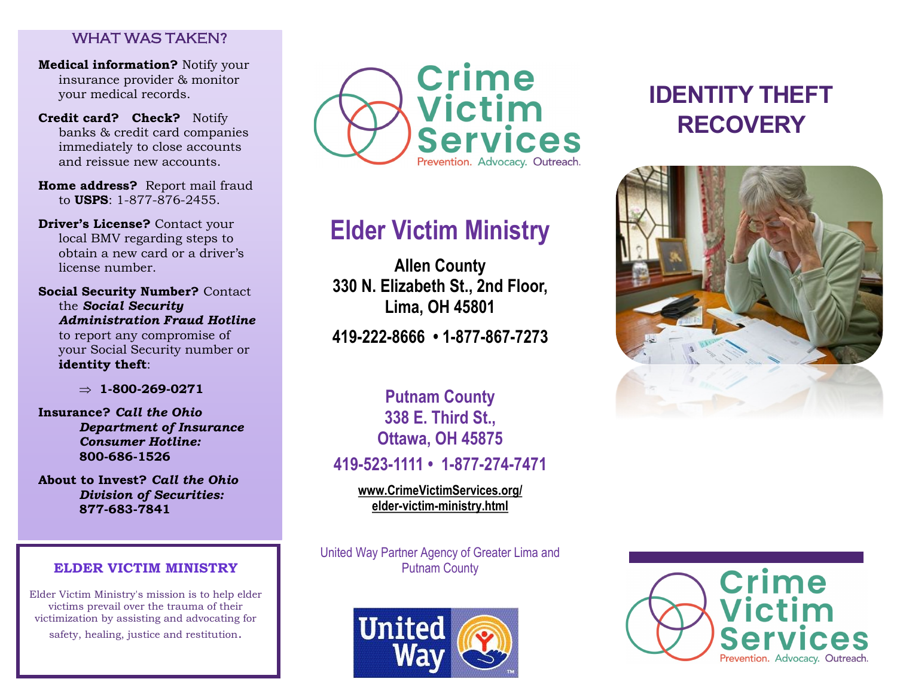## WHAT WAS TAKEN?

**Medical information?** Notify your insurance provider & monitor your medical records.

**Credit card? Check?** Notify banks & credit card companies immediately to close accounts and reissue new accounts.

**Home address?** Report mail fraud to **USPS**: 1-877-876-2455.

**Driver's License?** Contact your local BMV regarding steps to obtain a new card or a driver's license number.

**Social Security Number?** Contact the ***Social Security Administration Fraud Hotline*** to report any compromise of your Social Security number or **identity theft**:

⇒ **1-800-269-0271**

**Insurance?** ***Call the Ohio Department of Insurance Consumer Hotline:*** **800-686-1526**

**About to Invest?** ***Call the Ohio Division of Securities:*** **877-683-7841**

### ELDER VICTIM MINISTRY

Elder Victim Ministry's mission is to help elder victims prevail over the trauma of their victimization by assisting and advocating for safety, healing, justice and restitution.

Crime Victim Services
Prevention. Advocacy. Outreach.

## Elder Victim Ministry

**Allen County**
**330 N. Elizabeth St., 2nd Floor,**
**Lima, OH 45801**

**419-222-8666 • 1-877-867-7273**

**Putnam County**
**338 E. Third St.,**
**Ottawa, OH 45875**

**419-523-1111 • 1-877-274-7471**

www.CrimeVictimServices.org/elder-victim-ministry.html

United Way Partner Agency of Greater Lima and Putnam County

United Way

# IDENTITY THEFT RECOVERY

Crime Victim Services
Prevention. Advocacy. Outreach.